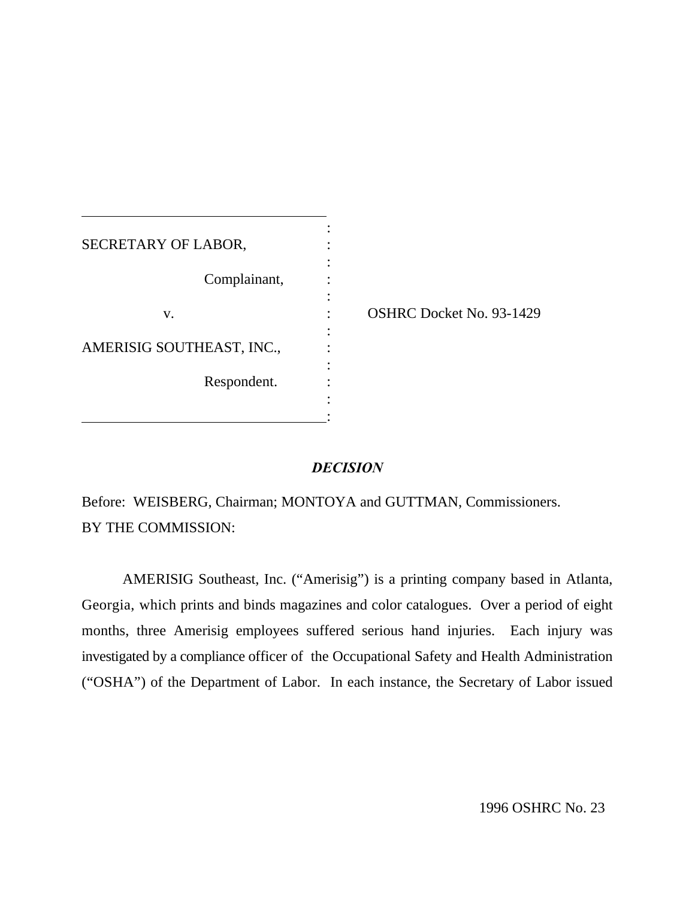| | | |
|---|---|---|
| SECRETARY OF LABOR, | : | |
| Complainant, | : | |
| v. | : | OSHRC Docket No. 93-1429 |
| AMERISIG SOUTHEAST, INC., | : | |
| Respondent. | : | |

***DECISION***

Before: WEISBERG, Chairman; MONTOYA and GUTTMAN, Commissioners.
BY THE COMMISSION:

AMERISIG Southeast, Inc. ("Amerisig") is a printing company based in Atlanta, Georgia, which prints and binds magazines and color catalogues. Over a period of eight months, three Amerisig employees suffered serious hand injuries. Each injury was investigated by a compliance officer of the Occupational Safety and Health Administration ("OSHA") of the Department of Labor. In each instance, the Secretary of Labor issued

1996 OSHRC No. 23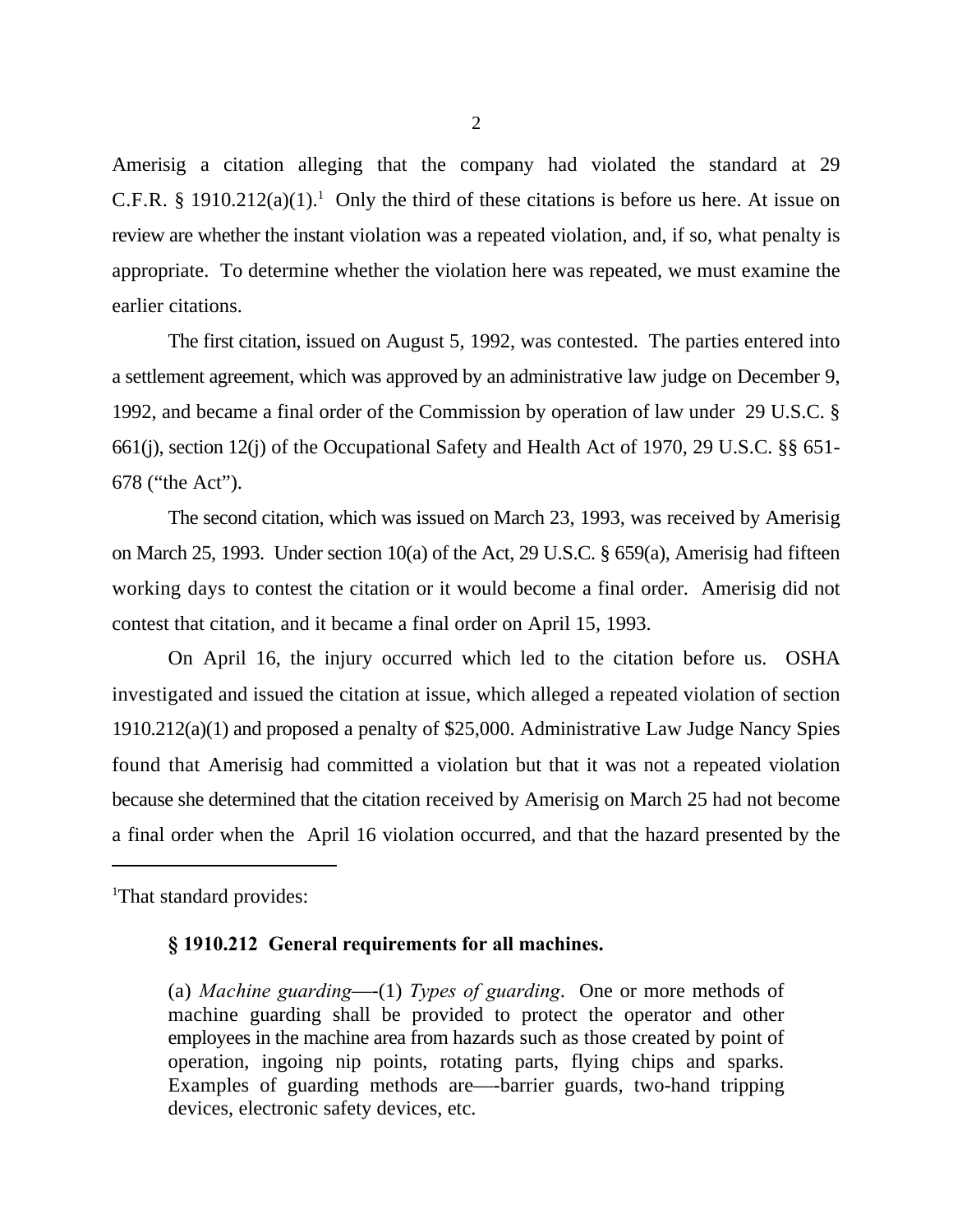Amerisig a citation alleging that the company had violated the standard at 29 C.F.R. § 1910.212(a)(1).[1] Only the third of these citations is before us here. At issue on review are whether the instant violation was a repeated violation, and, if so, what penalty is appropriate. To determine whether the violation here was repeated, we must examine the earlier citations.

The first citation, issued on August 5, 1992, was contested. The parties entered into a settlement agreement, which was approved by an administrative law judge on December 9, 1992, and became a final order of the Commission by operation of law under 29 U.S.C. § 661(j), section 12(j) of the Occupational Safety and Health Act of 1970, 29 U.S.C. §§ 651-678 ("the Act").

The second citation, which was issued on March 23, 1993, was received by Amerisig on March 25, 1993. Under section 10(a) of the Act, 29 U.S.C. § 659(a), Amerisig had fifteen working days to contest the citation or it would become a final order. Amerisig did not contest that citation, and it became a final order on April 15, 1993.

On April 16, the injury occurred which led to the citation before us. OSHA investigated and issued the citation at issue, which alleged a repeated violation of section 1910.212(a)(1) and proposed a penalty of $25,000. Administrative Law Judge Nancy Spies found that Amerisig had committed a violation but that it was not a repeated violation because she determined that the citation received by Amerisig on March 25 had not become a final order when the April 16 violation occurred, and that the hazard presented by the

---

[1]That standard provides:

> **§ 1910.212 General requirements for all machines.**
>
> (a) *Machine guarding*—-(1) *Types of guarding*. One or more methods of machine guarding shall be provided to protect the operator and other employees in the machine area from hazards such as those created by point of operation, ingoing nip points, rotating parts, flying chips and sparks. Examples of guarding methods are—-barrier guards, two-hand tripping devices, electronic safety devices, etc.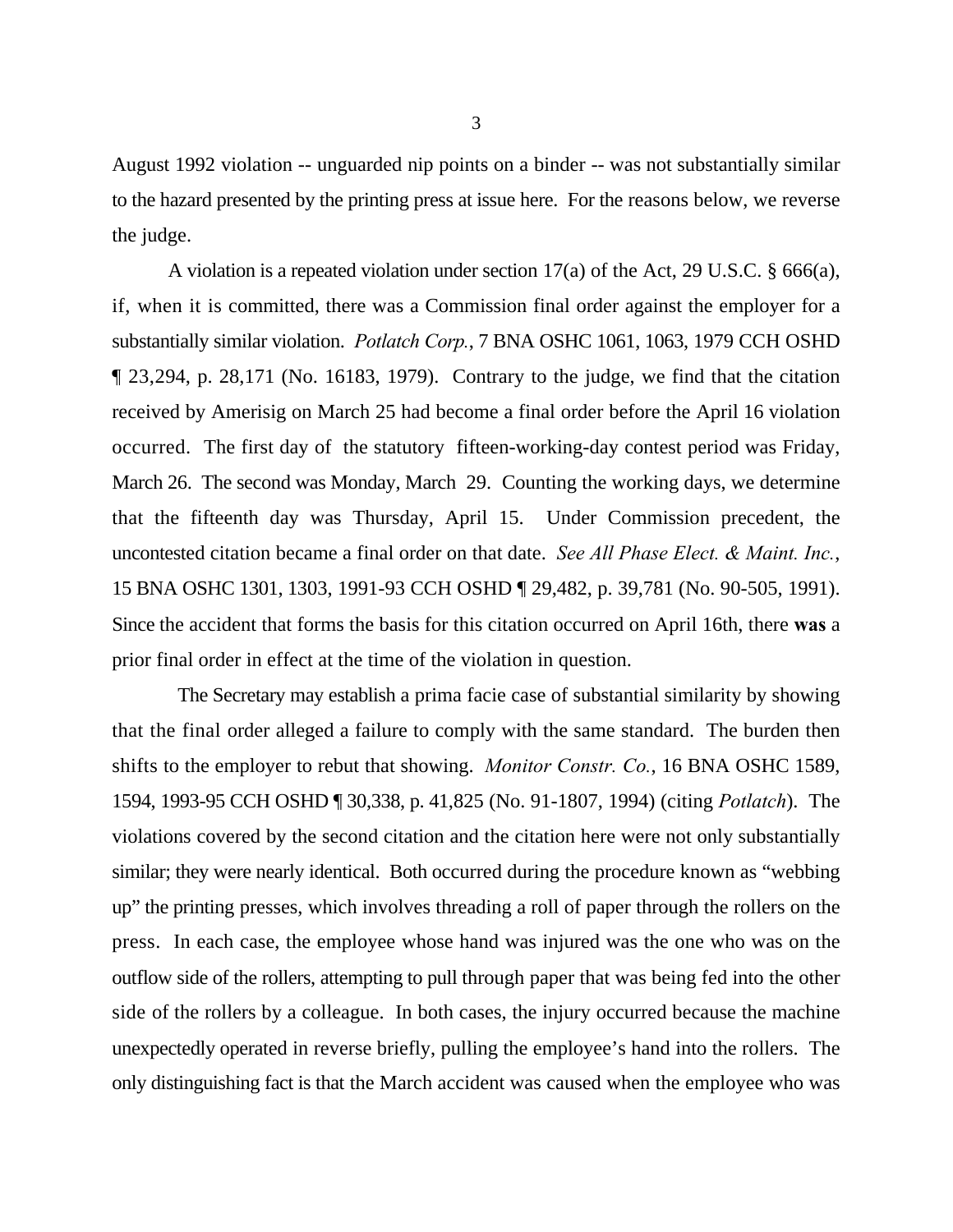August 1992 violation -- unguarded nip points on a binder -- was not substantially similar to the hazard presented by the printing press at issue here. For the reasons below, we reverse the judge.

A violation is a repeated violation under section 17(a) of the Act, 29 U.S.C. § 666(a), if, when it is committed, there was a Commission final order against the employer for a substantially similar violation. *Potlatch Corp.*, 7 BNA OSHC 1061, 1063, 1979 CCH OSHD ¶ 23,294, p. 28,171 (No. 16183, 1979). Contrary to the judge, we find that the citation received by Amerisig on March 25 had become a final order before the April 16 violation occurred. The first day of the statutory fifteen-working-day contest period was Friday, March 26. The second was Monday, March 29. Counting the working days, we determine that the fifteenth day was Thursday, April 15. Under Commission precedent, the uncontested citation became a final order on that date. *See All Phase Elect. & Maint. Inc.*, 15 BNA OSHC 1301, 1303, 1991-93 CCH OSHD ¶ 29,482, p. 39,781 (No. 90-505, 1991). Since the accident that forms the basis for this citation occurred on April 16th, there **was** a prior final order in effect at the time of the violation in question.

The Secretary may establish a prima facie case of substantial similarity by showing that the final order alleged a failure to comply with the same standard. The burden then shifts to the employer to rebut that showing. *Monitor Constr. Co.*, 16 BNA OSHC 1589, 1594, 1993-95 CCH OSHD ¶ 30,338, p. 41,825 (No. 91-1807, 1994) (citing *Potlatch*). The violations covered by the second citation and the citation here were not only substantially similar; they were nearly identical. Both occurred during the procedure known as "webbing up" the printing presses, which involves threading a roll of paper through the rollers on the press. In each case, the employee whose hand was injured was the one who was on the outflow side of the rollers, attempting to pull through paper that was being fed into the other side of the rollers by a colleague. In both cases, the injury occurred because the machine unexpectedly operated in reverse briefly, pulling the employee's hand into the rollers. The only distinguishing fact is that the March accident was caused when the employee who was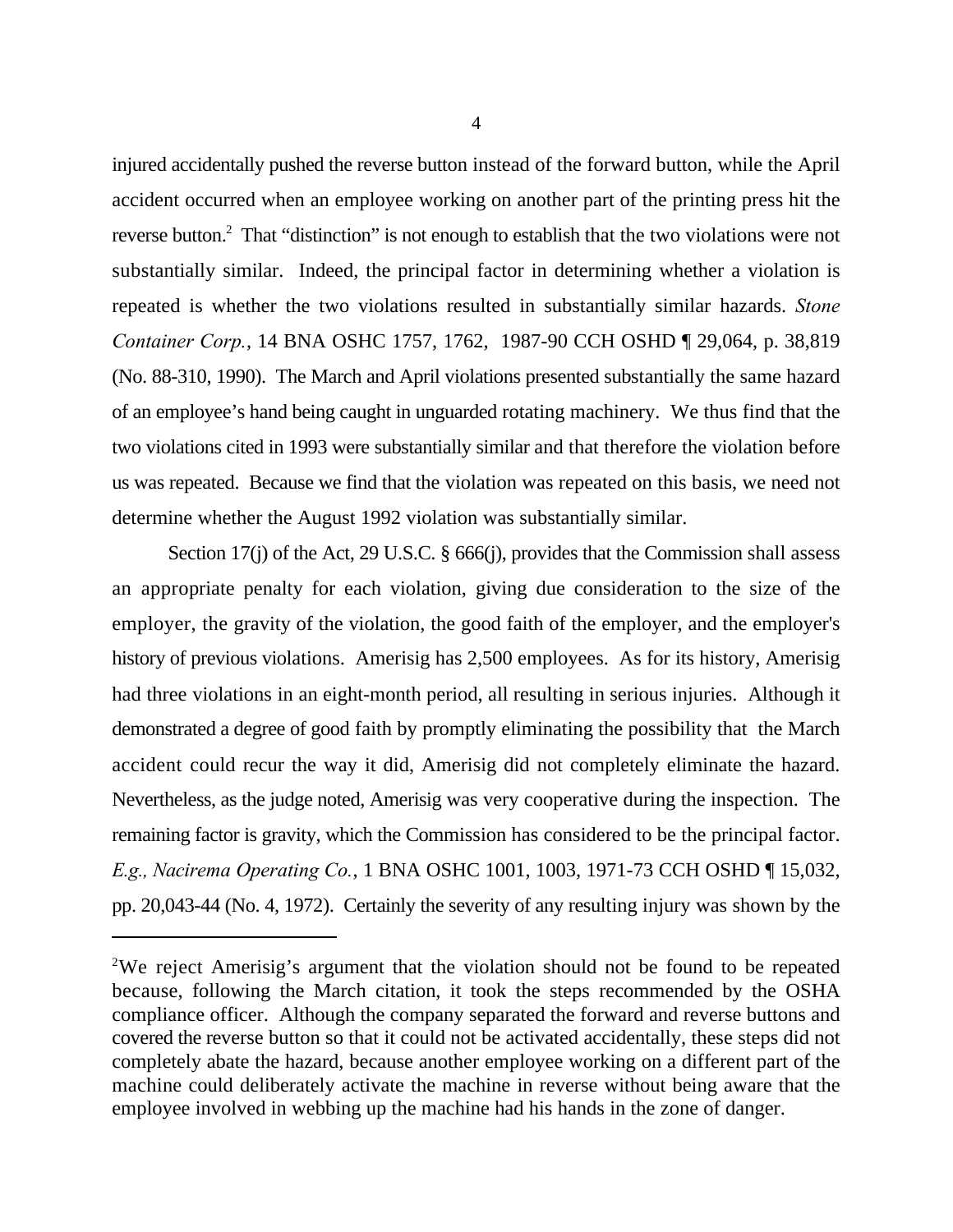injured accidentally pushed the reverse button instead of the forward button, while the April accident occurred when an employee working on another part of the printing press hit the reverse button.[2] That "distinction" is not enough to establish that the two violations were not substantially similar. Indeed, the principal factor in determining whether a violation is repeated is whether the two violations resulted in substantially similar hazards. *Stone Container Corp.*, 14 BNA OSHC 1757, 1762, 1987-90 CCH OSHD ¶ 29,064, p. 38,819 (No. 88-310, 1990). The March and April violations presented substantially the same hazard of an employee's hand being caught in unguarded rotating machinery. We thus find that the two violations cited in 1993 were substantially similar and that therefore the violation before us was repeated. Because we find that the violation was repeated on this basis, we need not determine whether the August 1992 violation was substantially similar.

Section 17(j) of the Act, 29 U.S.C. § 666(j), provides that the Commission shall assess an appropriate penalty for each violation, giving due consideration to the size of the employer, the gravity of the violation, the good faith of the employer, and the employer's history of previous violations. Amerisig has 2,500 employees. As for its history, Amerisig had three violations in an eight-month period, all resulting in serious injuries. Although it demonstrated a degree of good faith by promptly eliminating the possibility that the March accident could recur the way it did, Amerisig did not completely eliminate the hazard. Nevertheless, as the judge noted, Amerisig was very cooperative during the inspection. The remaining factor is gravity, which the Commission has considered to be the principal factor. *E.g., Nacirema Operating Co.*, 1 BNA OSHC 1001, 1003, 1971-73 CCH OSHD ¶ 15,032, pp. 20,043-44 (No. 4, 1972). Certainly the severity of any resulting injury was shown by the

---

[2]We reject Amerisig's argument that the violation should not be found to be repeated because, following the March citation, it took the steps recommended by the OSHA compliance officer. Although the company separated the forward and reverse buttons and covered the reverse button so that it could not be activated accidentally, these steps did not completely abate the hazard, because another employee working on a different part of the machine could deliberately activate the machine in reverse without being aware that the employee involved in webbing up the machine had his hands in the zone of danger.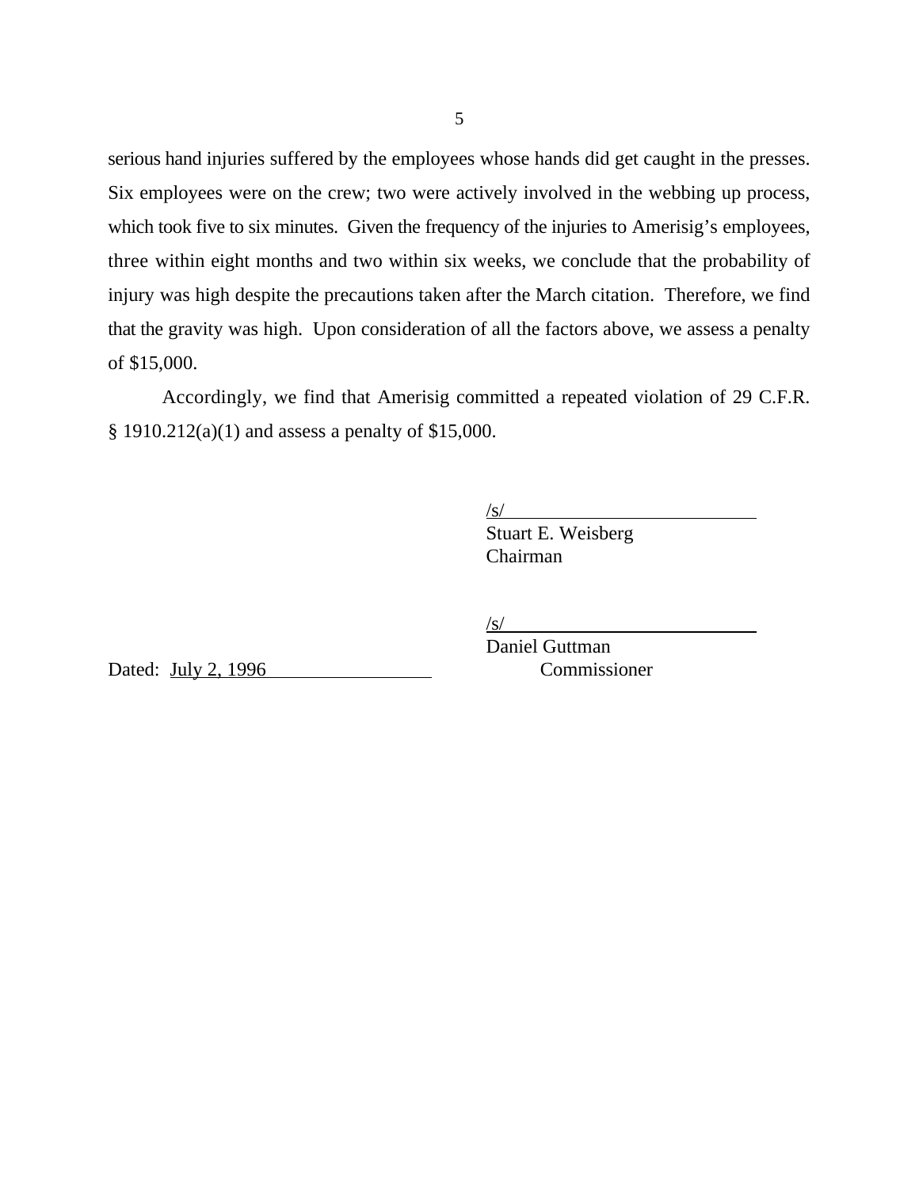serious hand injuries suffered by the employees whose hands did get caught in the presses. Six employees were on the crew; two were actively involved in the webbing up process, which took five to six minutes. Given the frequency of the injuries to Amerisig's employees, three within eight months and two within six weeks, we conclude that the probability of injury was high despite the precautions taken after the March citation. Therefore, we find that the gravity was high. Upon consideration of all the factors above, we assess a penalty of $15,000.

Accordingly, we find that Amerisig committed a repeated violation of 29 C.F.R. § 1910.212(a)(1) and assess a penalty of $15,000.

/s/
Stuart E. Weisberg
Chairman

/s/
Daniel Guttman
Commissioner

Dated: July 2, 1996